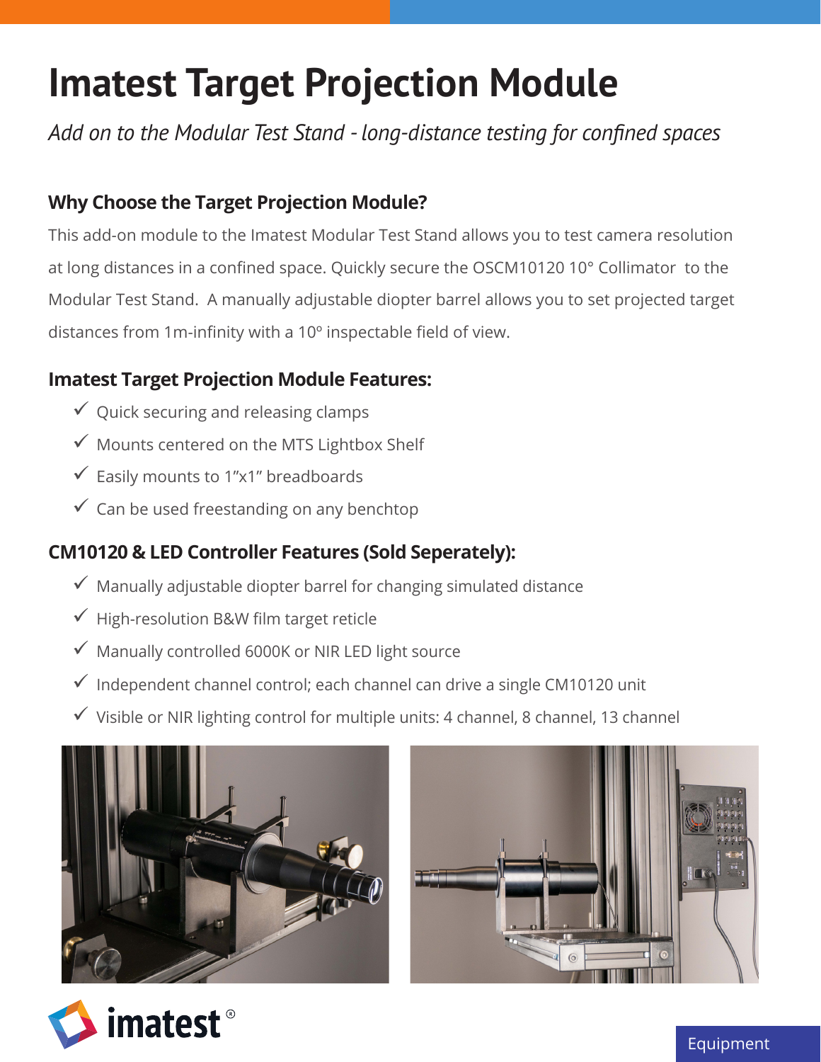# Imatest Target Projection Module

*Add on to the Modular Test Stand - long-distance testing for confined spaces*

### Why Choose the Target Projection Module?

This add-on module to the Imatest Modular Test Stand allows you to test camera resolution at long distances in a confined space. Quickly secure the OSCM10120 10° Collimator to the Modular Test Stand. A manually adjustable diopter barrel allows you to set projected target distances from 1m-infinity with a 10º inspectable field of view.

### Imatest Target Projection Module Features:

- ✓ Quick securing and releasing clamps
- ✓ Mounts centered on the MTS Lightbox Shelf
- ✓ Easily mounts to 1”x1” breadboards
- ✓ Can be used freestanding on any benchtop

### CM10120 & LED Controller Features (Sold Seperately):

- ✓ Manually adjustable diopter barrel for changing simulated distance
- ✓ High-resolution B&W film target reticle
- ✓ Manually controlled 6000K or NIR LED light source
- ✓ Independent channel control; each channel can drive a single CM10120 unit
- ✓ Visible or NIR lighting control for multiple units: 4 channel, 8 channel, 13 channel

imatest®

Equipment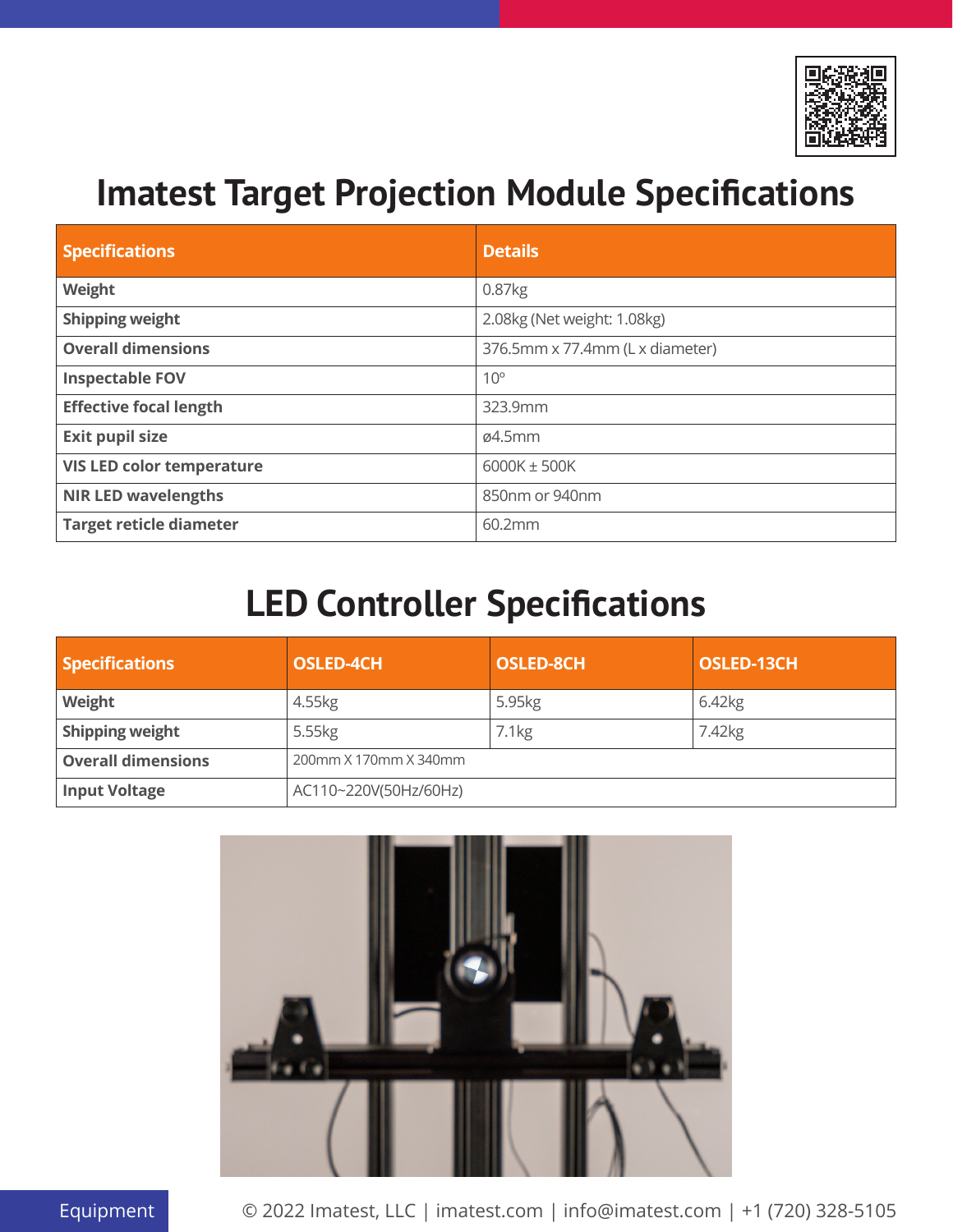# Imatest Target Projection Module Specifications

| Specifications | Details |
| --- | --- |
| **Weight** | 0.87kg |
| **Shipping weight** | 2.08kg (Net weight: 1.08kg) |
| **Overall dimensions** | 376.5mm x 77.4mm (L x diameter) |
| **Inspectable FOV** | 10º |
| **Effective focal length** | 323.9mm |
| **Exit pupil size** | ø4.5mm |
| **VIS LED color temperature** | 6000K ± 500K |
| **NIR LED wavelengths** | 850nm or 940nm |
| **Target reticle diameter** | 60.2mm |

# LED Controller Specifications

| Specifications | OSLED-4CH | OSLED-8CH | OSLED-13CH |
| --- | --- | --- | --- |
| **Weight** | 4.55kg | 5.95kg | 6.42kg |
| **Shipping weight** | 5.55kg | 7.1kg | 7.42kg |
| **Overall dimensions** | 200mm X 170mm X 340mm | | |
| **Input Voltage** | AC110~220V(50Hz/60Hz) | | |

Equipment

© 2022 Imatest, LLC | imatest.com | info@imatest.com | +1 (720) 328-5105